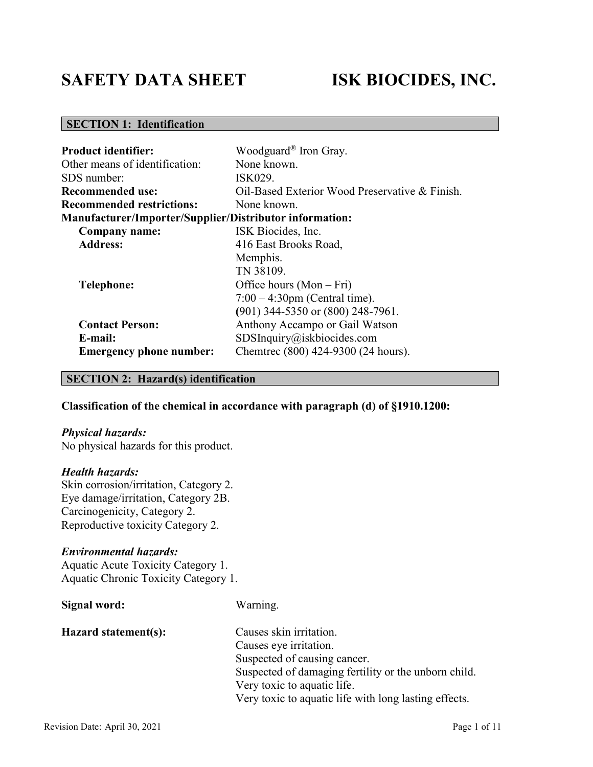# SAFETY DATA SHEET ISK BIOCIDES, INC.

## SECTION 1: Identification

**Product identifier:** Woodguard® Iron Gray.
Other means of identification: None known.
SDS number: ISK029.
**Recommended use:** Oil-Based Exterior Wood Preservative & Finish.
**Recommended restrictions:** None known.
**Manufacturer/Importer/Supplier/Distributor information:**
**Company name:** ISK Biocides, Inc.
**Address:** 416 East Brooks Road,
Memphis.
TN 38109.
**Telephone:** Office hours (Mon – Fri)
7:00 – 4:30pm (Central time).
(901) 344-5350 or (800) 248-7961.
**Contact Person:** Anthony Accampo or Gail Watson
**E-mail:** SDSInquiry@iskbiocides.com
**Emergency phone number:** Chemtrec (800) 424-9300 (24 hours).

## SECTION 2: Hazard(s) identification

**Classification of the chemical in accordance with paragraph (d) of §1910.1200:**

***Physical hazards:***
No physical hazards for this product.

***Health hazards:***
Skin corrosion/irritation, Category 2.
Eye damage/irritation, Category 2B.
Carcinogenicity, Category 2.
Reproductive toxicity Category 2.

***Environmental hazards:***
Aquatic Acute Toxicity Category 1.
Aquatic Chronic Toxicity Category 1.

**Signal word:** Warning.

**Hazard statement(s):**
Causes skin irritation.
Causes eye irritation.
Suspected of causing cancer.
Suspected of damaging fertility or the unborn child.
Very toxic to aquatic life.
Very toxic to aquatic life with long lasting effects.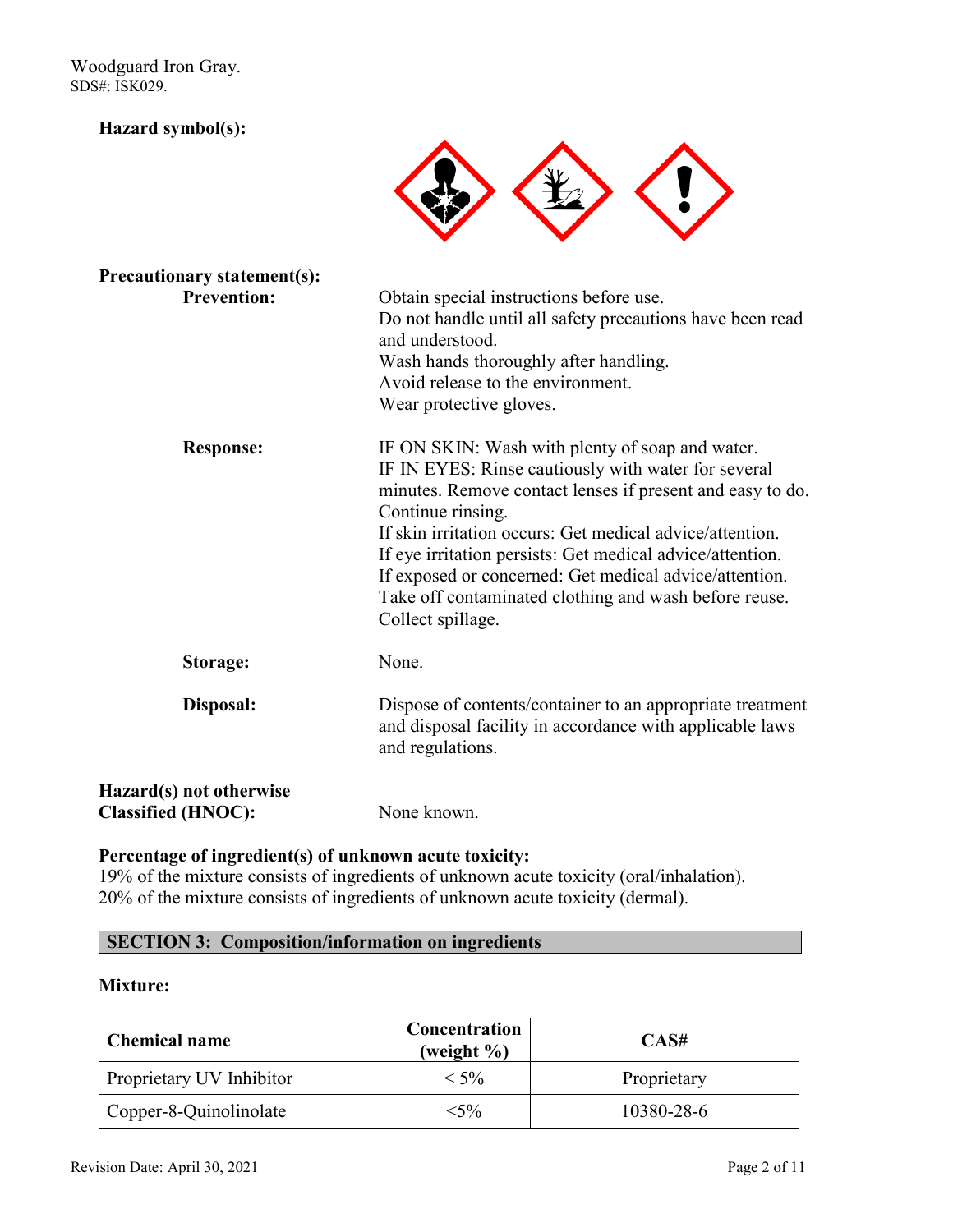**Hazard symbol(s):**

**Precautionary statement(s):**

**Prevention:**

Obtain special instructions before use.
Do not handle until all safety precautions have been read and understood.
Wash hands thoroughly after handling.
Avoid release to the environment.
Wear protective gloves.

**Response:**

IF ON SKIN: Wash with plenty of soap and water.
IF IN EYES: Rinse cautiously with water for several minutes. Remove contact lenses if present and easy to do. Continue rinsing.
If skin irritation occurs: Get medical advice/attention.
If eye irritation persists: Get medical advice/attention.
If exposed or concerned: Get medical advice/attention.
Take off contaminated clothing and wash before reuse.
Collect spillage.

**Storage:**

None.

**Disposal:**

Dispose of contents/container to an appropriate treatment and disposal facility in accordance with applicable laws and regulations.

**Hazard(s) not otherwise Classified (HNOC):**

None known.

**Percentage of ingredient(s) of unknown acute toxicity:**

19% of the mixture consists of ingredients of unknown acute toxicity (oral/inhalation).
20% of the mixture consists of ingredients of unknown acute toxicity (dermal).

## SECTION 3: Composition/information on ingredients

**Mixture:**

| Chemical name | Concentration (weight %) | CAS# |
|---|---|---|
| Proprietary UV Inhibitor | < 5% | Proprietary |
| Copper-8-Quinolinolate | <5% | 10380-28-6 |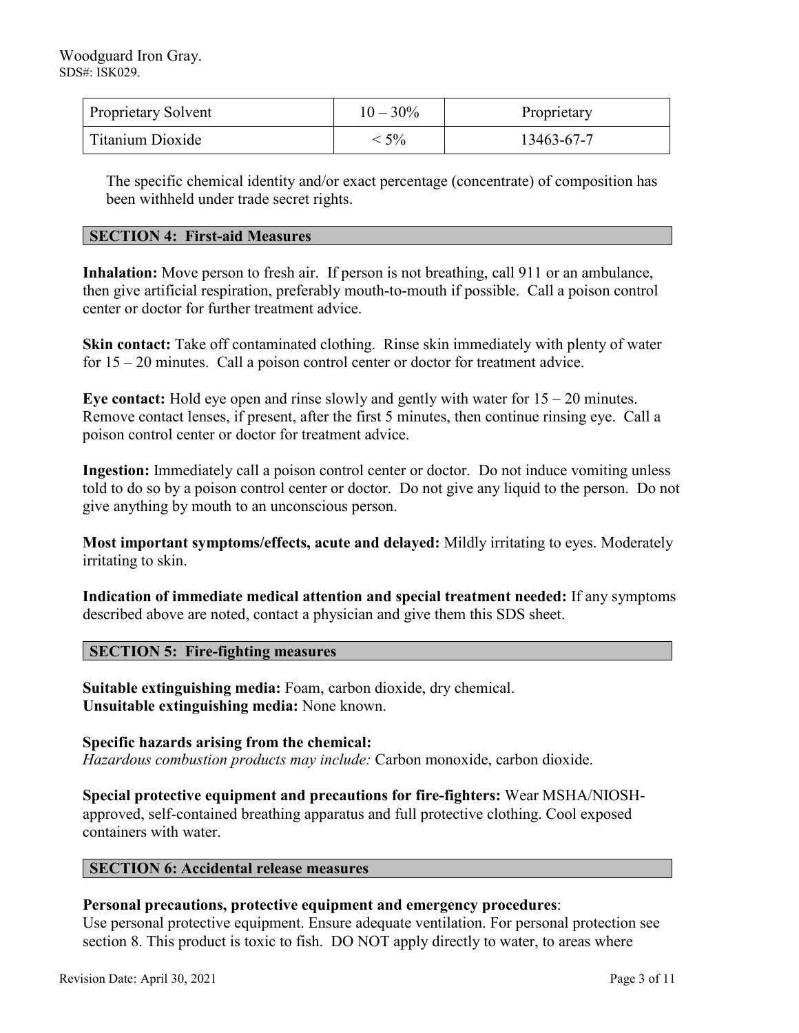| Proprietary Solvent | 10 – 30% | Proprietary |
|---|---|---|
| Titanium Dioxide | < 5% | 13463-67-7 |

The specific chemical identity and/or exact percentage (concentrate) of composition has been withheld under trade secret rights.

## SECTION 4: First-aid Measures

**Inhalation:** Move person to fresh air. If person is not breathing, call 911 or an ambulance, then give artificial respiration, preferably mouth-to-mouth if possible. Call a poison control center or doctor for further treatment advice.

**Skin contact:** Take off contaminated clothing. Rinse skin immediately with plenty of water for 15 – 20 minutes. Call a poison control center or doctor for treatment advice.

**Eye contact:** Hold eye open and rinse slowly and gently with water for 15 – 20 minutes. Remove contact lenses, if present, after the first 5 minutes, then continue rinsing eye. Call a poison control center or doctor for treatment advice.

**Ingestion:** Immediately call a poison control center or doctor. Do not induce vomiting unless told to do so by a poison control center or doctor. Do not give any liquid to the person. Do not give anything by mouth to an unconscious person.

**Most important symptoms/effects, acute and delayed:** Mildly irritating to eyes. Moderately irritating to skin.

**Indication of immediate medical attention and special treatment needed:** If any symptoms described above are noted, contact a physician and give them this SDS sheet.

## SECTION 5: Fire-fighting measures

**Suitable extinguishing media:** Foam, carbon dioxide, dry chemical.
**Unsuitable extinguishing media:** None known.

**Specific hazards arising from the chemical:**
*Hazardous combustion products may include:* Carbon monoxide, carbon dioxide.

**Special protective equipment and precautions for fire-fighters:** Wear MSHA/NIOSH-approved, self-contained breathing apparatus and full protective clothing. Cool exposed containers with water.

## SECTION 6: Accidental release measures

**Personal precautions, protective equipment and emergency procedures**:
Use personal protective equipment. Ensure adequate ventilation. For personal protection see section 8. This product is toxic to fish. DO NOT apply directly to water, to areas where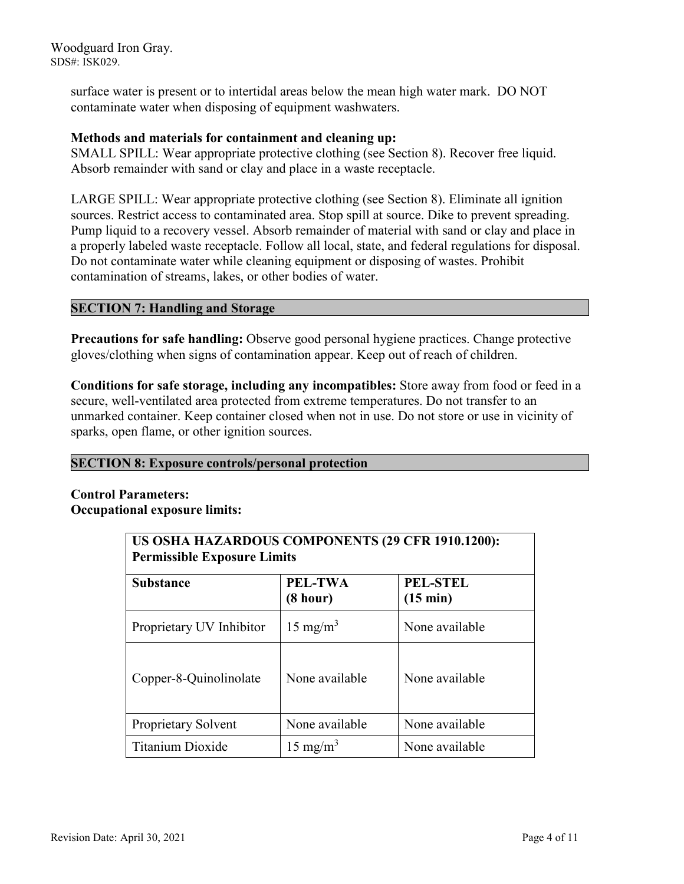surface water is present or to intertidal areas below the mean high water mark. DO NOT contaminate water when disposing of equipment washwaters.

**Methods and materials for containment and cleaning up:**
SMALL SPILL: Wear appropriate protective clothing (see Section 8). Recover free liquid. Absorb remainder with sand or clay and place in a waste receptacle.

LARGE SPILL: Wear appropriate protective clothing (see Section 8). Eliminate all ignition sources. Restrict access to contaminated area. Stop spill at source. Dike to prevent spreading. Pump liquid to a recovery vessel. Absorb remainder of material with sand or clay and place in a properly labeled waste receptacle. Follow all local, state, and federal regulations for disposal. Do not contaminate water while cleaning equipment or disposing of wastes. Prohibit contamination of streams, lakes, or other bodies of water.

## SECTION 7: Handling and Storage

**Precautions for safe handling:** Observe good personal hygiene practices. Change protective gloves/clothing when signs of contamination appear. Keep out of reach of children.

**Conditions for safe storage, including any incompatibles:** Store away from food or feed in a secure, well-ventilated area protected from extreme temperatures. Do not transfer to an unmarked container. Keep container closed when not in use. Do not store or use in vicinity of sparks, open flame, or other ignition sources.

## SECTION 8: Exposure controls/personal protection

**Control Parameters:**
**Occupational exposure limits:**

| US OSHA HAZARDOUS COMPONENTS (29 CFR 1910.1200): Permissible Exposure Limits | | |
|---|---|---|
| **Substance** | **PEL-TWA (8 hour)** | **PEL-STEL (15 min)** |
| Proprietary UV Inhibitor | 15 $mg/m^3$ | None available |
| Copper-8-Quinolinolate | None available | None available |
| Proprietary Solvent | None available | None available |
| Titanium Dioxide | 15 $mg/m^3$ | None available |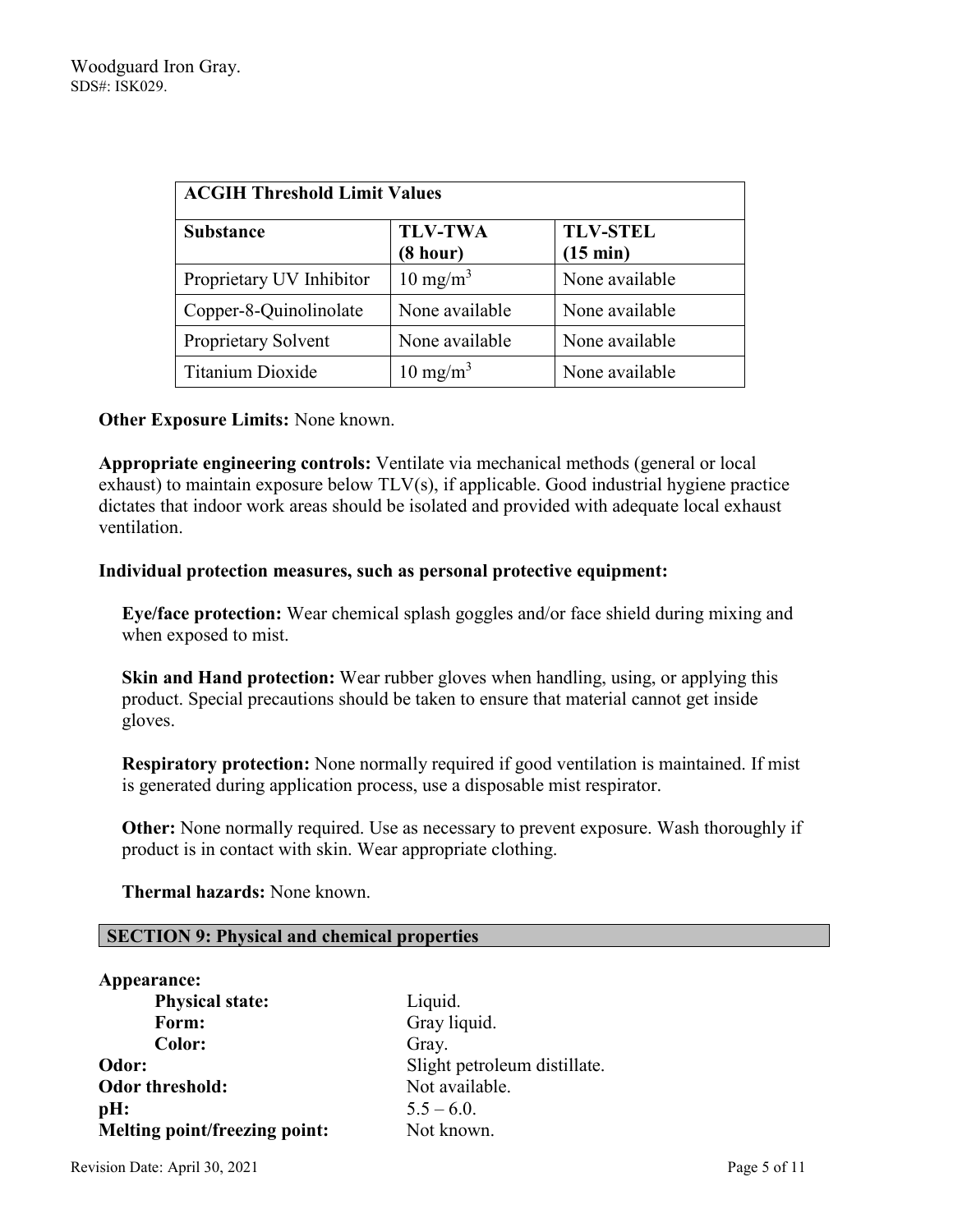| ACGIH Threshold Limit Values | | |
| --- | --- | --- |
| **Substance** | **TLV-TWA (8 hour)** | **TLV-STEL (15 min)** |
| Proprietary UV Inhibitor | 10 $mg/m^3$ | None available |
| Copper-8-Quinolinolate | None available | None available |
| Proprietary Solvent | None available | None available |
| Titanium Dioxide | 10 $mg/m^3$ | None available |

**Other Exposure Limits:** None known.

**Appropriate engineering controls:** Ventilate via mechanical methods (general or local exhaust) to maintain exposure below TLV(s), if applicable. Good industrial hygiene practice dictates that indoor work areas should be isolated and provided with adequate local exhaust ventilation.

**Individual protection measures, such as personal protective equipment:**

**Eye/face protection:** Wear chemical splash goggles and/or face shield during mixing and when exposed to mist.

**Skin and Hand protection:** Wear rubber gloves when handling, using, or applying this product. Special precautions should be taken to ensure that material cannot get inside gloves.

**Respiratory protection:** None normally required if good ventilation is maintained. If mist is generated during application process, use a disposable mist respirator.

**Other:** None normally required. Use as necessary to prevent exposure. Wash thoroughly if product is in contact with skin. Wear appropriate clothing.

**Thermal hazards:** None known.

## SECTION 9: Physical and chemical properties

**Appearance:**

- **Physical state:** Liquid.
- **Form:** Gray liquid.
- **Color:** Gray.

**Odor:** Slight petroleum distillate.

**Odor threshold:** Not available.

**pH:** 5.5 – 6.0.

**Melting point/freezing point:** Not known.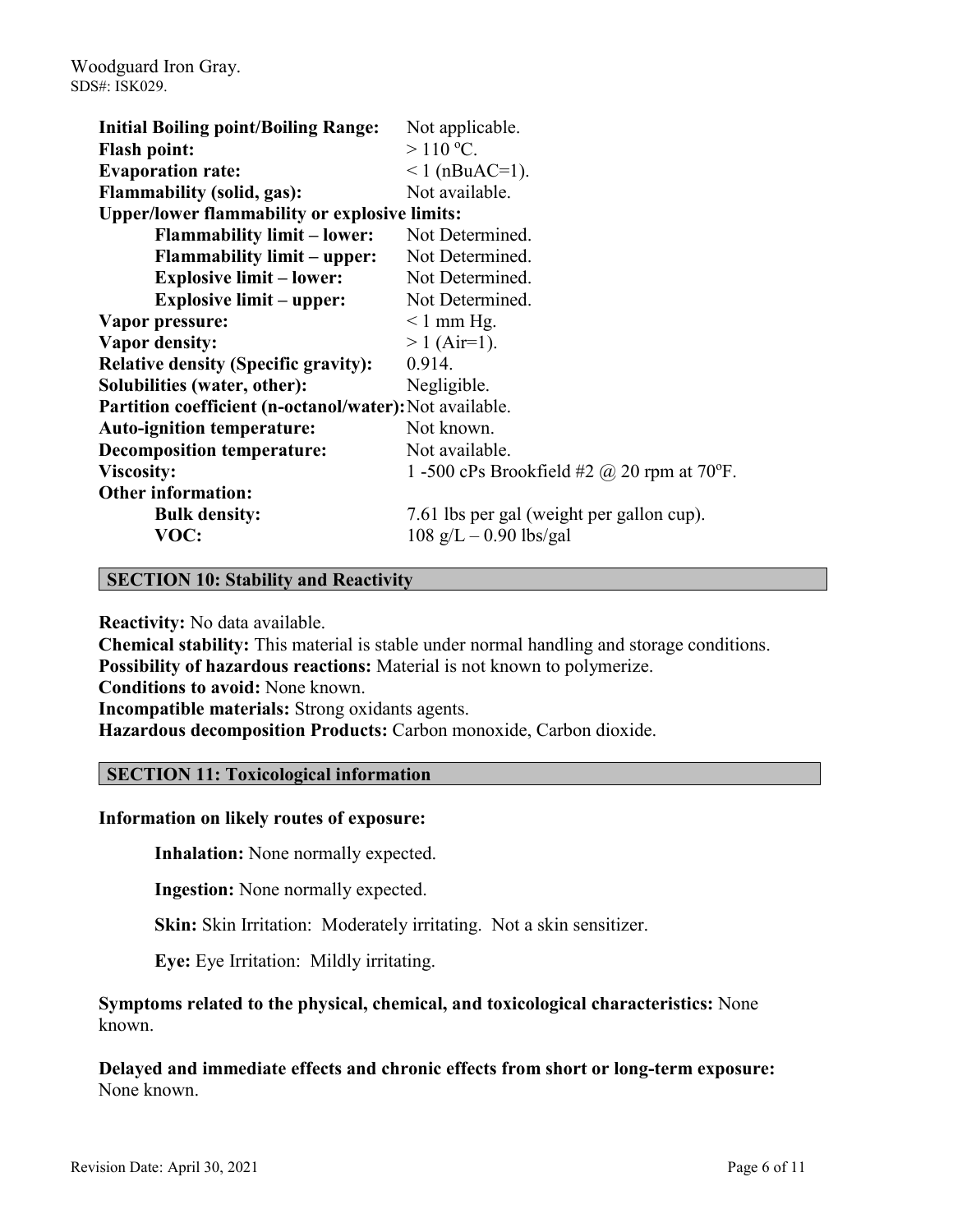**Initial Boiling point/Boiling Range:** Not applicable.
**Flash point:** > 110 ºC.
**Evaporation rate:** < 1 (nBuAC=1).
**Flammability (solid, gas):** Not available.
**Upper/lower flammability or explosive limits:**

- **Flammability limit – lower:** Not Determined.
- **Flammability limit – upper:** Not Determined.
- **Explosive limit – lower:** Not Determined.
- **Explosive limit – upper:** Not Determined.

**Vapor pressure:** < 1 mm Hg.
**Vapor density:** > 1 (Air=1).
**Relative density (Specific gravity):** 0.914.
**Solubilities (water, other):** Negligible.
**Partition coefficient (n-octanol/water):** Not available.
**Auto-ignition temperature:** Not known.
**Decomposition temperature:** Not available.
**Viscosity:** 1 -500 cPs Brookfield #2 @ 20 rpm at 70ºF.
**Other information:**

- **Bulk density:** 7.61 lbs per gal (weight per gallon cup).
- **VOC:** 108 g/L – 0.90 lbs/gal

## SECTION 10: Stability and Reactivity

**Reactivity:** No data available.
**Chemical stability:** This material is stable under normal handling and storage conditions.
**Possibility of hazardous reactions:** Material is not known to polymerize.
**Conditions to avoid:** None known.
**Incompatible materials:** Strong oxidants agents.
**Hazardous decomposition Products:** Carbon monoxide, Carbon dioxide.

## SECTION 11: Toxicological information

**Information on likely routes of exposure:**

**Inhalation:** None normally expected.

**Ingestion:** None normally expected.

**Skin:** Skin Irritation: Moderately irritating. Not a skin sensitizer.

**Eye:** Eye Irritation: Mildly irritating.

**Symptoms related to the physical, chemical, and toxicological characteristics:** None known.

**Delayed and immediate effects and chronic effects from short or long-term exposure:** None known.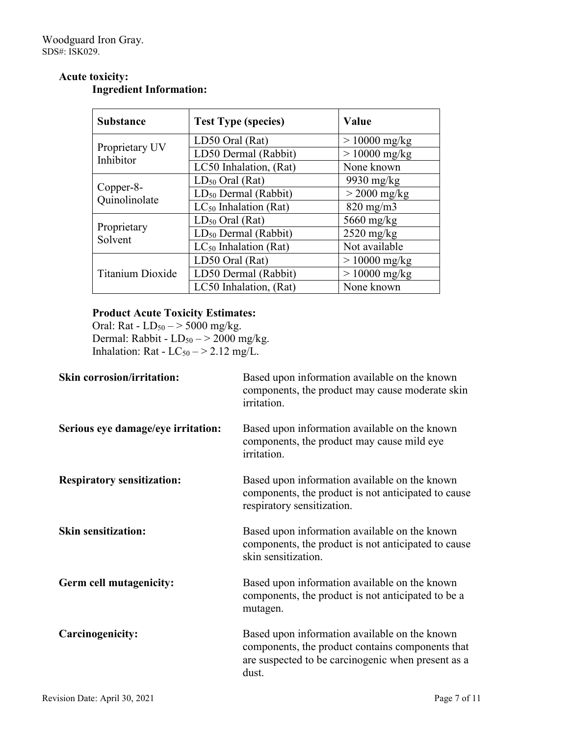**Acute toxicity:**

**Ingredient Information:**

| Substance | Test Type (species) | Value |
|---|---|---|
| Proprietary UV Inhibitor | LD50 Oral (Rat) | > 10000 mg/kg |
| | LD50 Dermal (Rabbit) | > 10000 mg/kg |
| | LC50 Inhalation, (Rat) | None known |
| Copper-8-Quinolinolate | $LD_{50}$ Oral (Rat) | 9930 mg/kg |
| | $LD_{50}$ Dermal (Rabbit) | > 2000 mg/kg |
| | $LC_{50}$ Inhalation (Rat) | 820 mg/m3 |
| Proprietary Solvent | $LD_{50}$ Oral (Rat) | 5660 mg/kg |
| | $LD_{50}$ Dermal (Rabbit) | 2520 mg/kg |
| | $LC_{50}$ Inhalation (Rat) | Not available |
| Titanium Dioxide | LD50 Oral (Rat) | > 10000 mg/kg |
| | LD50 Dermal (Rabbit) | > 10000 mg/kg |
| | LC50 Inhalation, (Rat) | None known |

**Product Acute Toxicity Estimates:**

Oral: Rat - $LD_{50}$ – > 5000 mg/kg.
Dermal: Rabbit - $LD_{50}$ – > 2000 mg/kg.
Inhalation: Rat - $LC_{50}$ – > 2.12 mg/L.

**Skin corrosion/irritation:** Based upon information available on the known components, the product may cause moderate skin irritation.

**Serious eye damage/eye irritation:** Based upon information available on the known components, the product may cause mild eye irritation.

**Respiratory sensitization:** Based upon information available on the known components, the product is not anticipated to cause respiratory sensitization.

**Skin sensitization:** Based upon information available on the known components, the product is not anticipated to cause skin sensitization.

**Germ cell mutagenicity:** Based upon information available on the known components, the product is not anticipated to be a mutagen.

**Carcinogenicity:** Based upon information available on the known components, the product contains components that are suspected to be carcinogenic when present as a dust.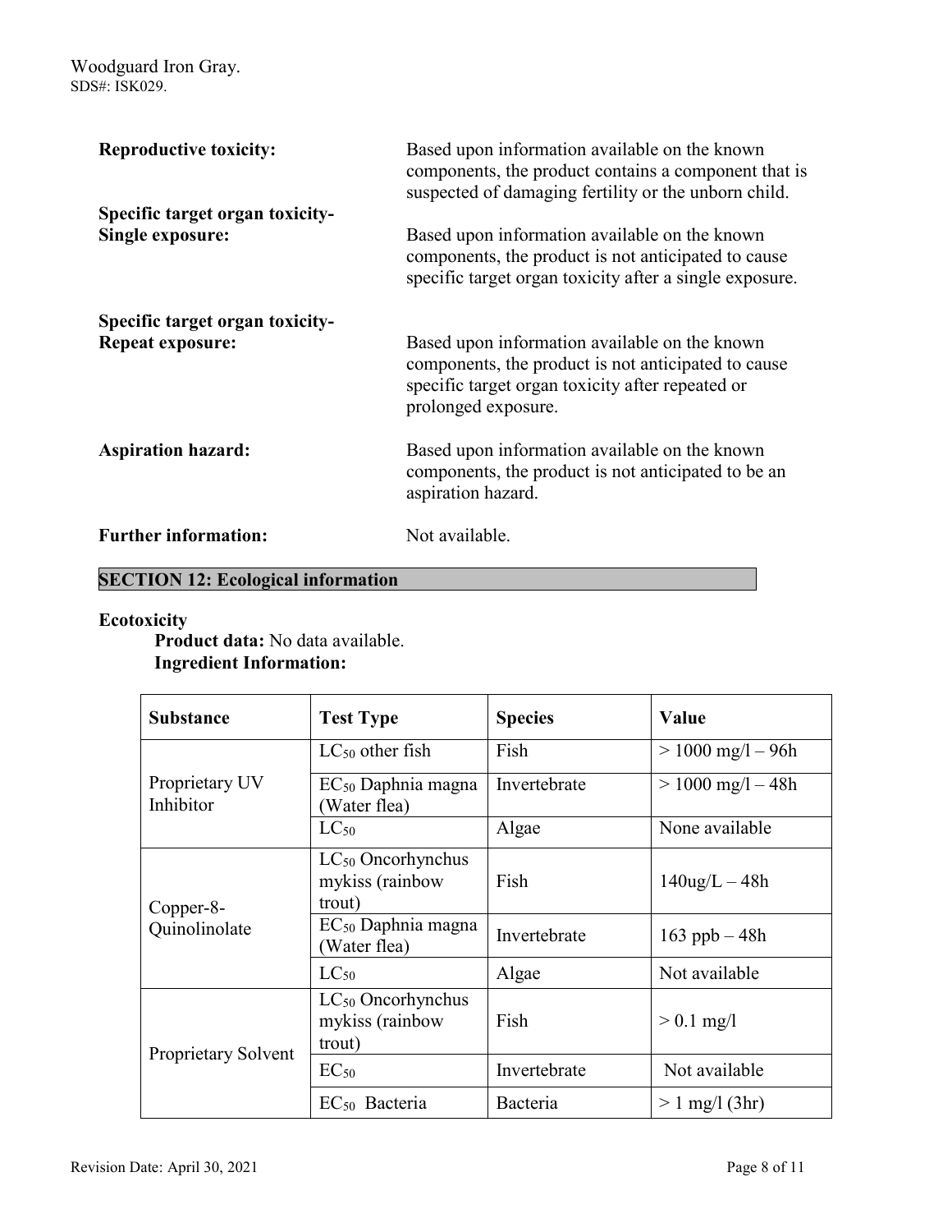**Reproductive toxicity:** Based upon information available on the known components, the product contains a component that is suspected of damaging fertility or the unborn child.

**Specific target organ toxicity-Single exposure:** Based upon information available on the known components, the product is not anticipated to cause specific target organ toxicity after a single exposure.

**Specific target organ toxicity-Repeat exposure:** Based upon information available on the known components, the product is not anticipated to cause specific target organ toxicity after repeated or prolonged exposure.

**Aspiration hazard:** Based upon information available on the known components, the product is not anticipated to be an aspiration hazard.

**Further information:** Not available.

## SECTION 12: Ecological information

**Ecotoxicity**

**Product data:** No data available.

**Ingredient Information:**

| Substance | Test Type | Species | Value |
|---|---|---|---|
| Proprietary UV Inhibitor | $LC_{50}$ other fish | Fish | > 1000 mg/l – 96h |
| | $EC_{50}$ Daphnia magna (Water flea) | Invertebrate | > 1000 mg/l – 48h |
| | $LC_{50}$ | Algae | None available |
| Copper-8-Quinolinolate | $LC_{50}$ Oncorhynchus mykiss (rainbow trout) | Fish | 140ug/L – 48h |
| | $EC_{50}$ Daphnia magna (Water flea) | Invertebrate | 163 ppb – 48h |
| | $LC_{50}$ | Algae | Not available |
| Proprietary Solvent | $LC_{50}$ Oncorhynchus mykiss (rainbow trout) | Fish | > 0.1 mg/l |
| | $EC_{50}$ | Invertebrate | Not available |
| | $EC_{50}$ Bacteria | Bacteria | > 1 mg/l (3hr) |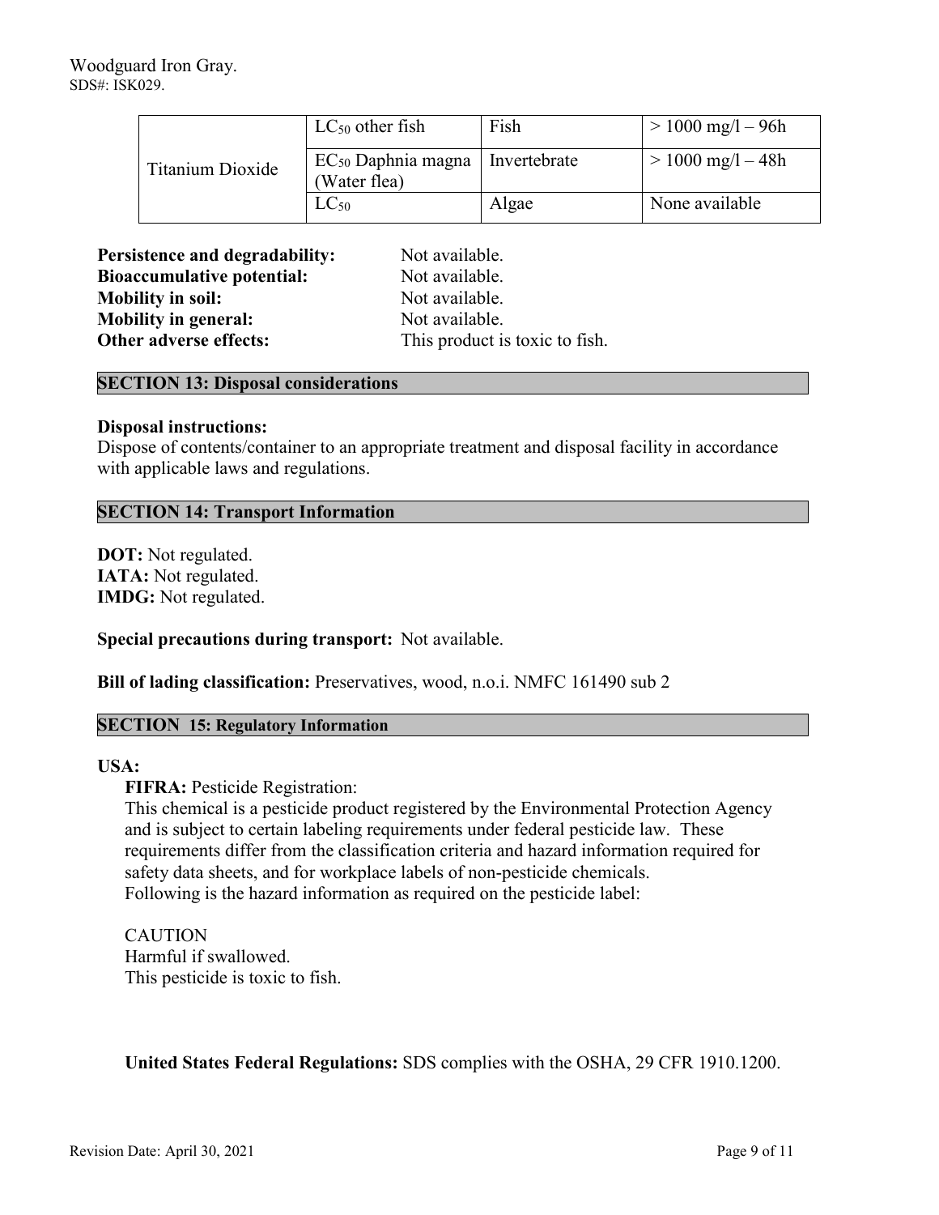| | | | |
|---|---|---|---|
| Titanium Dioxide | $LC_{50}$ other fish | Fish | > 1000 mg/l – 96h |
| | $EC_{50}$ Daphnia magna (Water flea) | Invertebrate | > 1000 mg/l – 48h |
| | $LC_{50}$ | Algae | None available |

**Persistence and degradability:** Not available.
**Bioaccumulative potential:** Not available.
**Mobility in soil:** Not available.
**Mobility in general:** Not available.
**Other adverse effects:** This product is toxic to fish.

## SECTION 13: Disposal considerations

**Disposal instructions:**
Dispose of contents/container to an appropriate treatment and disposal facility in accordance with applicable laws and regulations.

## SECTION 14: Transport Information

**DOT:** Not regulated.
**IATA:** Not regulated.
**IMDG:** Not regulated.

**Special precautions during transport:** Not available.

**Bill of lading classification:** Preservatives, wood, n.o.i. NMFC 161490 sub 2

## SECTION 15: Regulatory Information

**USA:**

**FIFRA:** Pesticide Registration:
This chemical is a pesticide product registered by the Environmental Protection Agency and is subject to certain labeling requirements under federal pesticide law. These requirements differ from the classification criteria and hazard information required for safety data sheets, and for workplace labels of non-pesticide chemicals.
Following is the hazard information as required on the pesticide label:

CAUTION
Harmful if swallowed.
This pesticide is toxic to fish.

**United States Federal Regulations:** SDS complies with the OSHA, 29 CFR 1910.1200.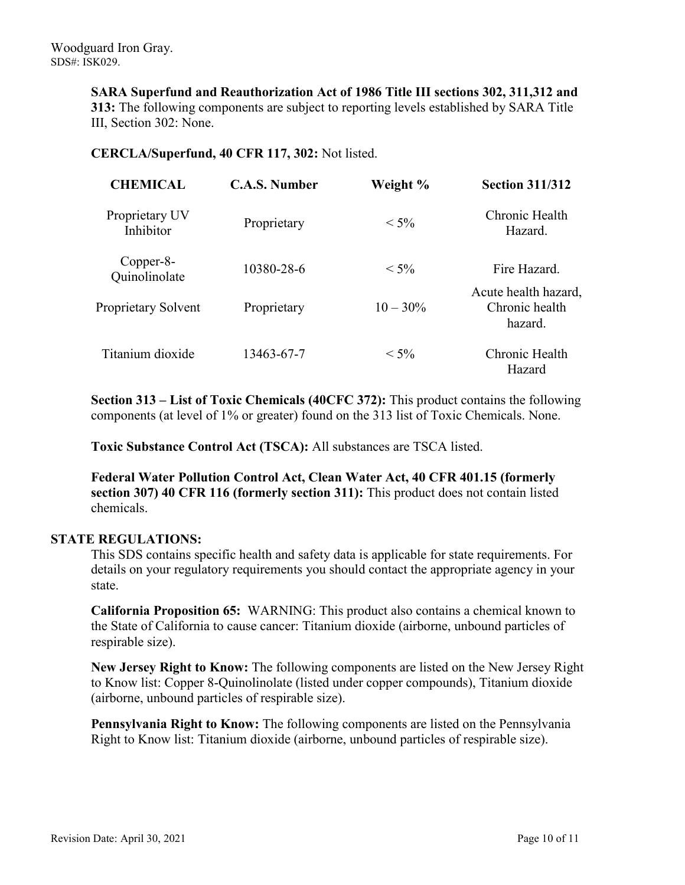**SARA Superfund and Reauthorization Act of 1986 Title III sections 302, 311,312 and 313:** The following components are subject to reporting levels established by SARA Title III, Section 302: None.

**CERCLA/Superfund, 40 CFR 117, 302:** Not listed.

| CHEMICAL | C.A.S. Number | Weight % | Section 311/312 |
|---|---|---|---|
| Proprietary UV Inhibitor | Proprietary | < 5% | Chronic Health Hazard. |
| Copper-8-Quinolinolate | 10380-28-6 | < 5% | Fire Hazard. |
| Proprietary Solvent | Proprietary | 10 – 30% | Acute health hazard, Chronic health hazard. |
| Titanium dioxide | 13463-67-7 | < 5% | Chronic Health Hazard |

**Section 313 – List of Toxic Chemicals (40CFC 372):** This product contains the following components (at level of 1% or greater) found on the 313 list of Toxic Chemicals. None.

**Toxic Substance Control Act (TSCA):** All substances are TSCA listed.

**Federal Water Pollution Control Act, Clean Water Act, 40 CFR 401.15 (formerly section 307) 40 CFR 116 (formerly section 311):** This product does not contain listed chemicals.

**STATE REGULATIONS:**

This SDS contains specific health and safety data is applicable for state requirements. For details on your regulatory requirements you should contact the appropriate agency in your state.

**California Proposition 65:** WARNING: This product also contains a chemical known to the State of California to cause cancer: Titanium dioxide (airborne, unbound particles of respirable size).

**New Jersey Right to Know:** The following components are listed on the New Jersey Right to Know list: Copper 8-Quinolinolate (listed under copper compounds), Titanium dioxide (airborne, unbound particles of respirable size).

**Pennsylvania Right to Know:** The following components are listed on the Pennsylvania Right to Know list: Titanium dioxide (airborne, unbound particles of respirable size).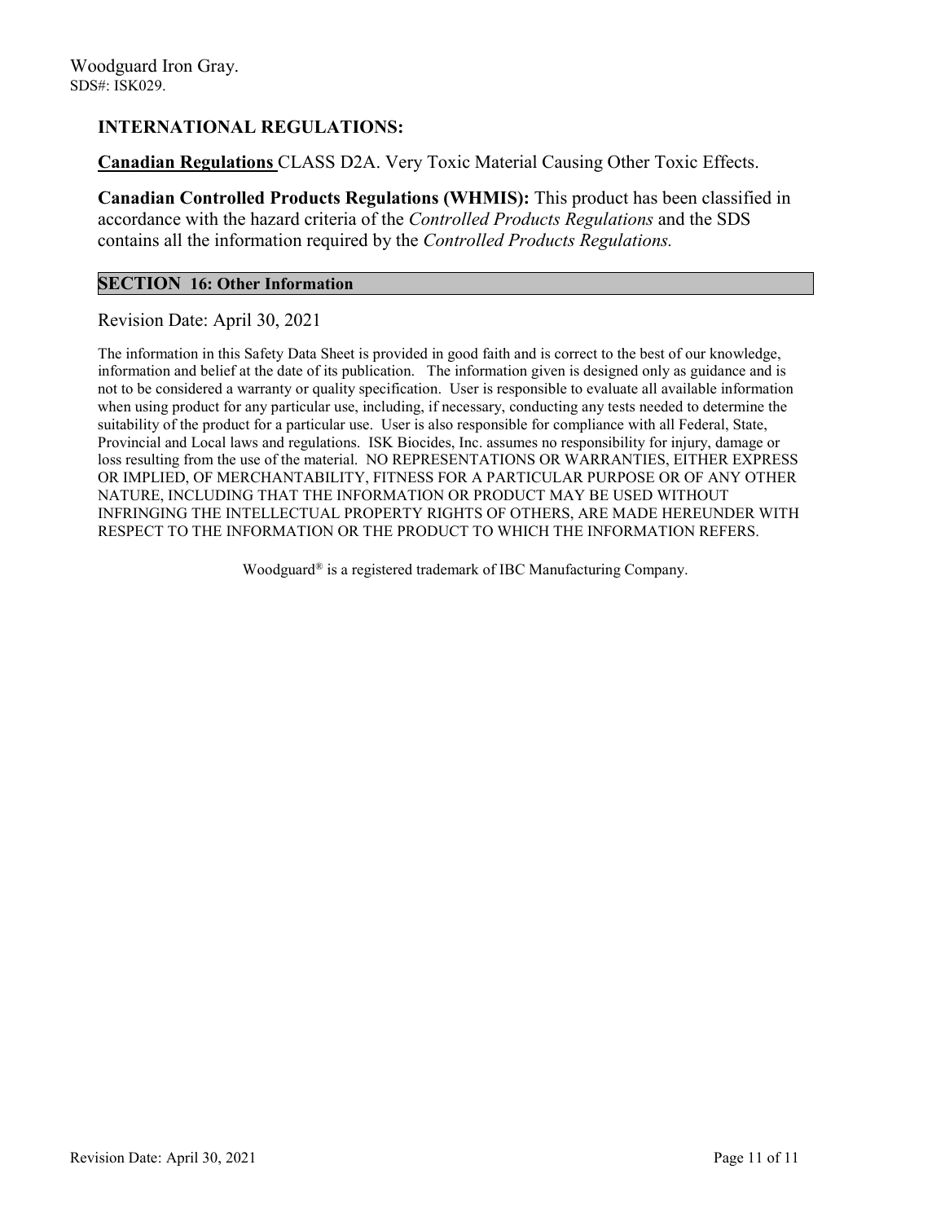**INTERNATIONAL REGULATIONS:**

**Canadian Regulations** CLASS D2A. Very Toxic Material Causing Other Toxic Effects.

**Canadian Controlled Products Regulations (WHMIS):** This product has been classified in accordance with the hazard criteria of the *Controlled Products Regulations* and the SDS contains all the information required by the *Controlled Products Regulations.*

## SECTION 16: Other Information

Revision Date: April 30, 2021

The information in this Safety Data Sheet is provided in good faith and is correct to the best of our knowledge, information and belief at the date of its publication. The information given is designed only as guidance and is not to be considered a warranty or quality specification. User is responsible to evaluate all available information when using product for any particular use, including, if necessary, conducting any tests needed to determine the suitability of the product for a particular use. User is also responsible for compliance with all Federal, State, Provincial and Local laws and regulations. ISK Biocides, Inc. assumes no responsibility for injury, damage or loss resulting from the use of the material. NO REPRESENTATIONS OR WARRANTIES, EITHER EXPRESS OR IMPLIED, OF MERCHANTABILITY, FITNESS FOR A PARTICULAR PURPOSE OR OF ANY OTHER NATURE, INCLUDING THAT THE INFORMATION OR PRODUCT MAY BE USED WITHOUT INFRINGING THE INTELLECTUAL PROPERTY RIGHTS OF OTHERS, ARE MADE HEREUNDER WITH RESPECT TO THE INFORMATION OR THE PRODUCT TO WHICH THE INFORMATION REFERS.

Woodguard® is a registered trademark of IBC Manufacturing Company.